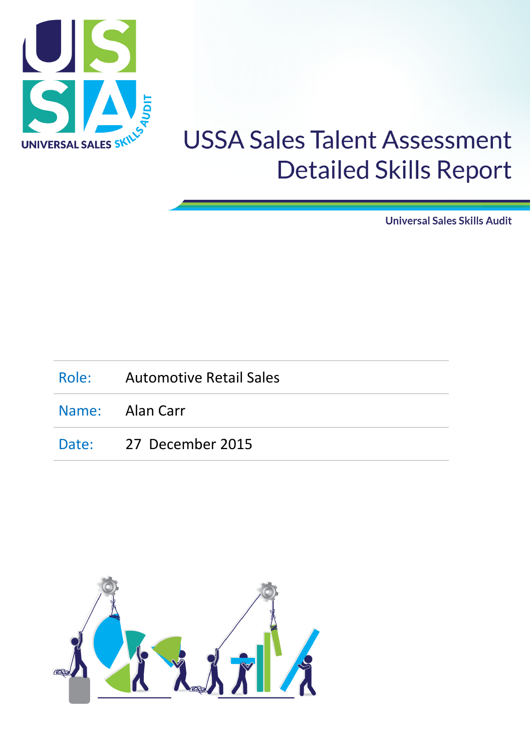# USSA Sales Talent Assessment Detailed Skills Report

Universal Sales Skills Audit

| | |
|---|---|
| Role: | Automotive Retail Sales |
| Name: | Alan Carr |
| Date: | 27 December 2015 |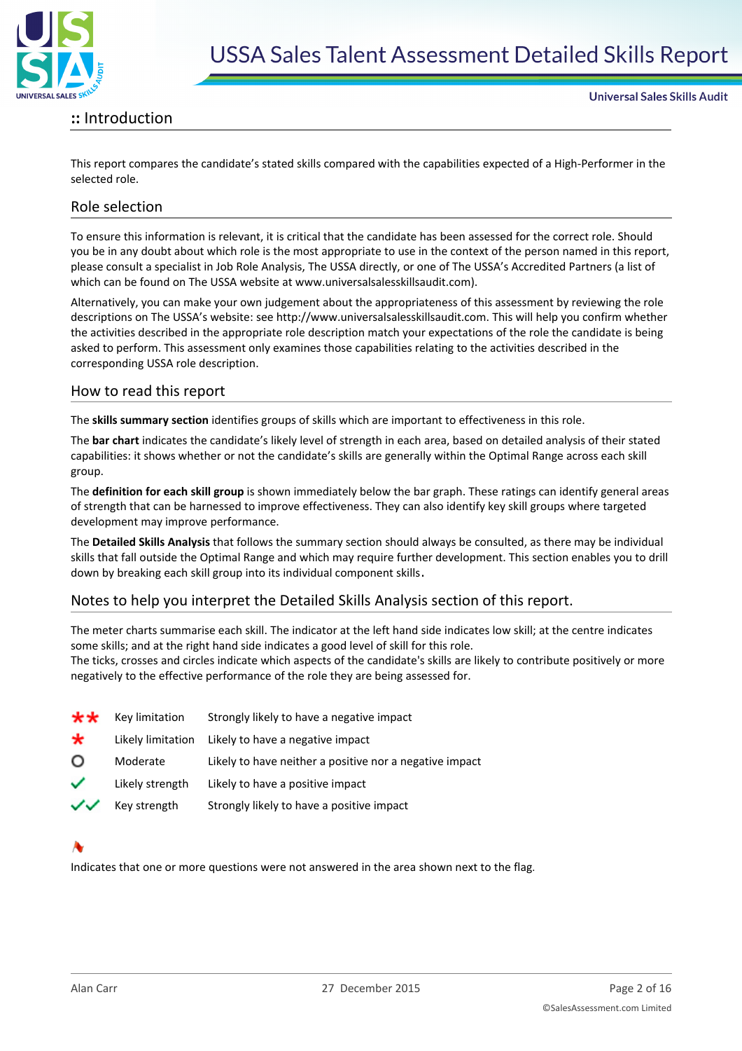## :: Introduction

This report compares the candidate's stated skills compared with the capabilities expected of a High-Performer in the selected role.

### Role selection

To ensure this information is relevant, it is critical that the candidate has been assessed for the correct role. Should you be in any doubt about which role is the most appropriate to use in the context of the person named in this report, please consult a specialist in Job Role Analysis, The USSA directly, or one of The USSA's Accredited Partners (a list of which can be found on The USSA website at www.universalsalesskillsaudit.com).

Alternatively, you can make your own judgement about the appropriateness of this assessment by reviewing the role descriptions on The USSA's website: see http://www.universalsalesskillsaudit.com. This will help you confirm whether the activities described in the appropriate role description match your expectations of the role the candidate is being asked to perform. This assessment only examines those capabilities relating to the activities described in the corresponding USSA role description.

### How to read this report

The **skills summary section** identifies groups of skills which are important to effectiveness in this role.

The **bar chart** indicates the candidate's likely level of strength in each area, based on detailed analysis of their stated capabilities: it shows whether or not the candidate's skills are generally within the Optimal Range across each skill group.

The **definition for each skill group** is shown immediately below the bar graph. These ratings can identify general areas of strength that can be harnessed to improve effectiveness. They can also identify key skill groups where targeted development may improve performance.

The **Detailed Skills Analysis** that follows the summary section should always be consulted, as there may be individual skills that fall outside the Optimal Range and which may require further development. This section enables you to drill down by breaking each skill group into its individual component skills.

### Notes to help you interpret the Detailed Skills Analysis section of this report.

The meter charts summarise each skill. The indicator at the left hand side indicates low skill; at the centre indicates some skills; and at the right hand side indicates a good level of skill for this role.
The ticks, crosses and circles indicate which aspects of the candidate's skills are likely to contribute positively or more negatively to the effective performance of the role they are being assessed for.

| | | |
|---|---|---|
| ** | Key limitation | Strongly likely to have a negative impact |
| * | Likely limitation | Likely to have a negative impact |
| ○ | Moderate | Likely to have neither a positive nor a negative impact |
| ✓ | Likely strength | Likely to have a positive impact |
| ✓✓ | Key strength | Strongly likely to have a positive impact |

Indicates that one or more questions were not answered in the area shown next to the flag.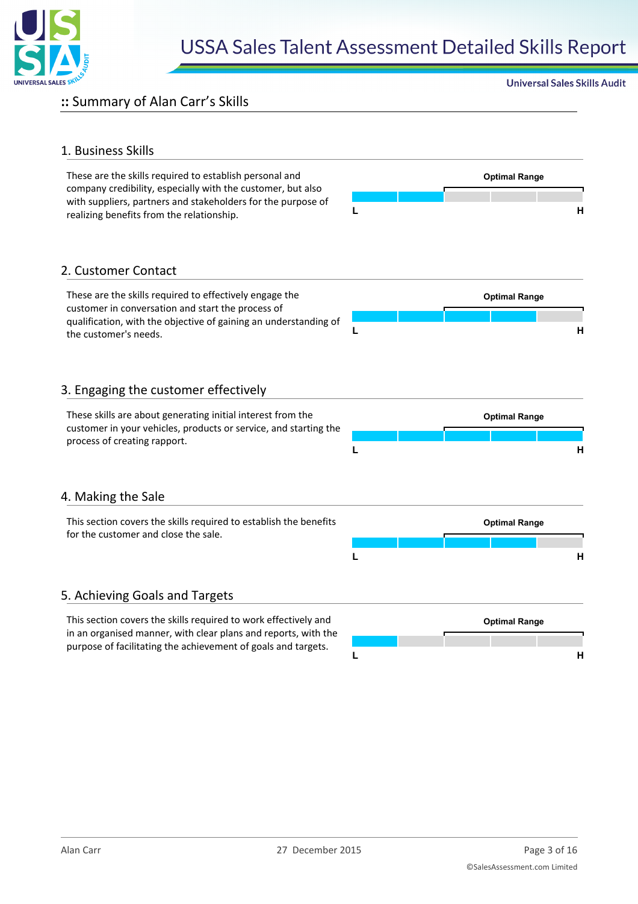## :: Summary of Alan Carr's Skills

### 1. Business Skills

These are the skills required to establish personal and company credibility, especially with the customer, but also with suppliers, partners and stakeholders for the purpose of realizing benefits from the relationship.

Optimal Range

L H

### 2. Customer Contact

These are the skills required to effectively engage the customer in conversation and start the process of qualification, with the objective of gaining an understanding of the customer's needs.

Optimal Range

L H

### 3. Engaging the customer effectively

These skills are about generating initial interest from the customer in your vehicles, products or service, and starting the process of creating rapport.

Optimal Range

L H

### 4. Making the Sale

This section covers the skills required to establish the benefits for the customer and close the sale.

Optimal Range

L H

### 5. Achieving Goals and Targets

This section covers the skills required to work effectively and in an organised manner, with clear plans and reports, with the purpose of facilitating the achievement of goals and targets.

Optimal Range

L H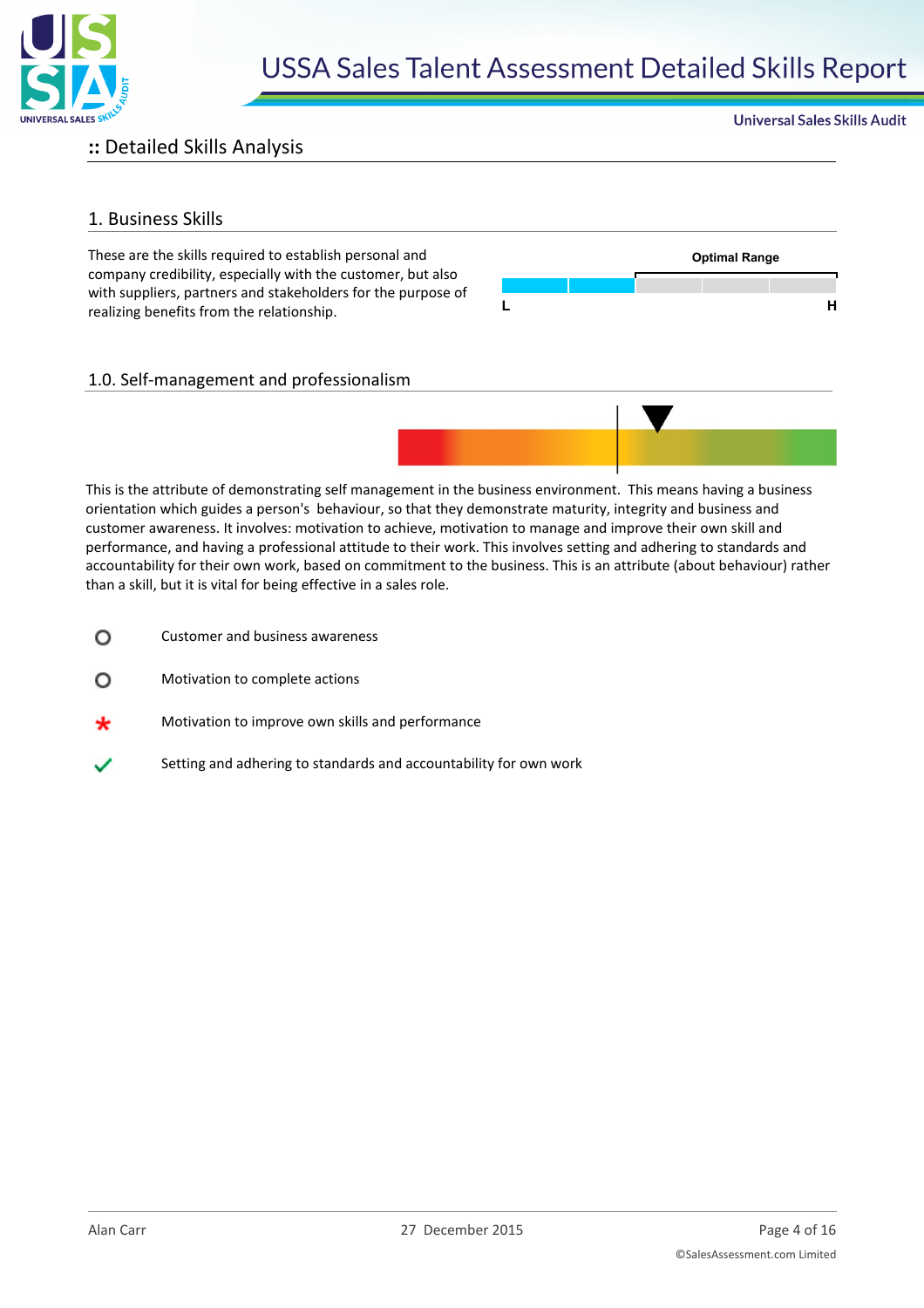## :: Detailed Skills Analysis

### 1. Business Skills

These are the skills required to establish personal and company credibility, especially with the customer, but also with suppliers, partners and stakeholders for the purpose of realizing benefits from the relationship.

Optimal Range

L H

### 1.0. Self-management and professionalism

This is the attribute of demonstrating self management in the business environment. This means having a business orientation which guides a person's behaviour, so that they demonstrate maturity, integrity and business and customer awareness. It involves: motivation to achieve, motivation to manage and improve their own skill and performance, and having a professional attitude to their work. This involves setting and adhering to standards and accountability for their own work, based on commitment to the business. This is an attribute (about behaviour) rather than a skill, but it is vital for being effective in a sales role.

- ○ Customer and business awareness
- ○ Motivation to complete actions
- * Motivation to improve own skills and performance
- ✓ Setting and adhering to standards and accountability for own work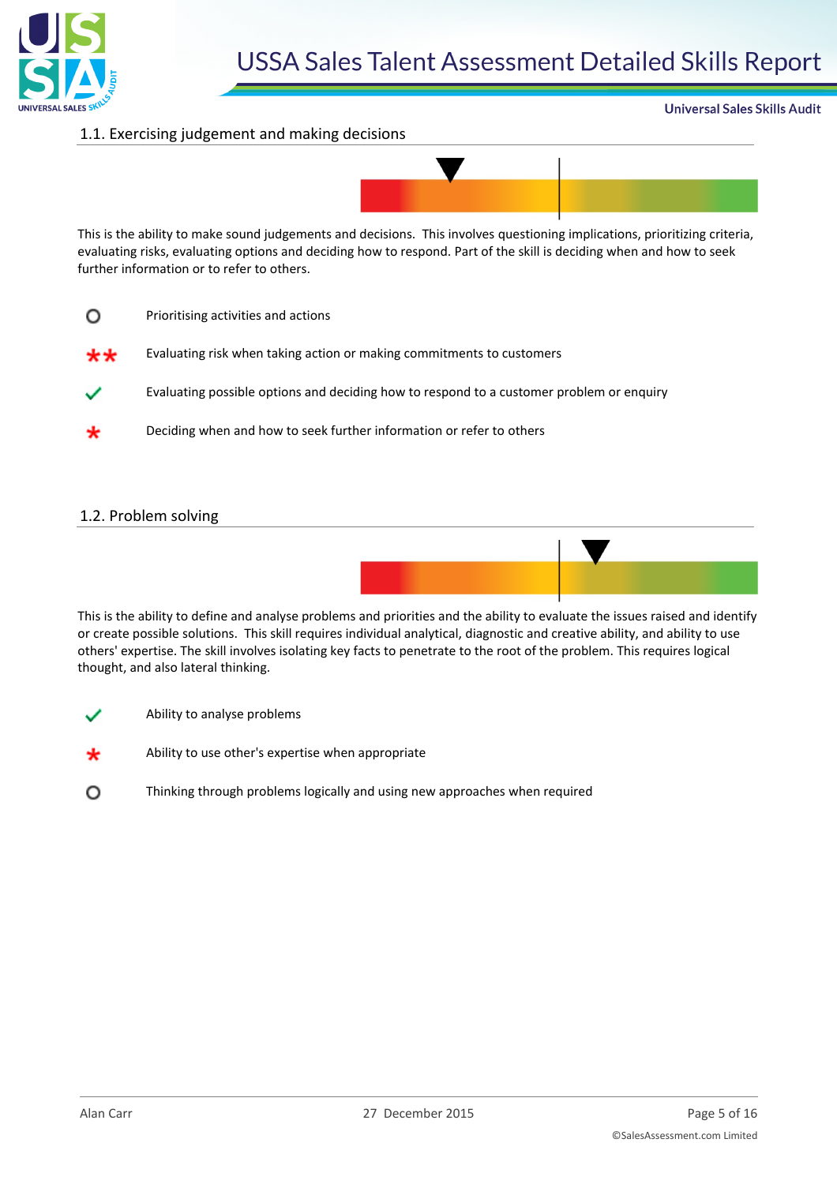## 1.1. Exercising judgement and making decisions

This is the ability to make sound judgements and decisions. This involves questioning implications, prioritizing criteria, evaluating risks, evaluating options and deciding how to respond. Part of the skill is deciding when and how to seek further information or to refer to others.

- ○ Prioritising activities and actions
- ** Evaluating risk when taking action or making commitments to customers
- ✓ Evaluating possible options and deciding how to respond to a customer problem or enquiry
- * Deciding when and how to seek further information or refer to others

## 1.2. Problem solving

This is the ability to define and analyse problems and priorities and the ability to evaluate the issues raised and identify or create possible solutions. This skill requires individual analytical, diagnostic and creative ability, and ability to use others' expertise. The skill involves isolating key facts to penetrate to the root of the problem. This requires logical thought, and also lateral thinking.

- ✓ Ability to analyse problems
- * Ability to use other's expertise when appropriate
- ○ Thinking through problems logically and using new approaches when required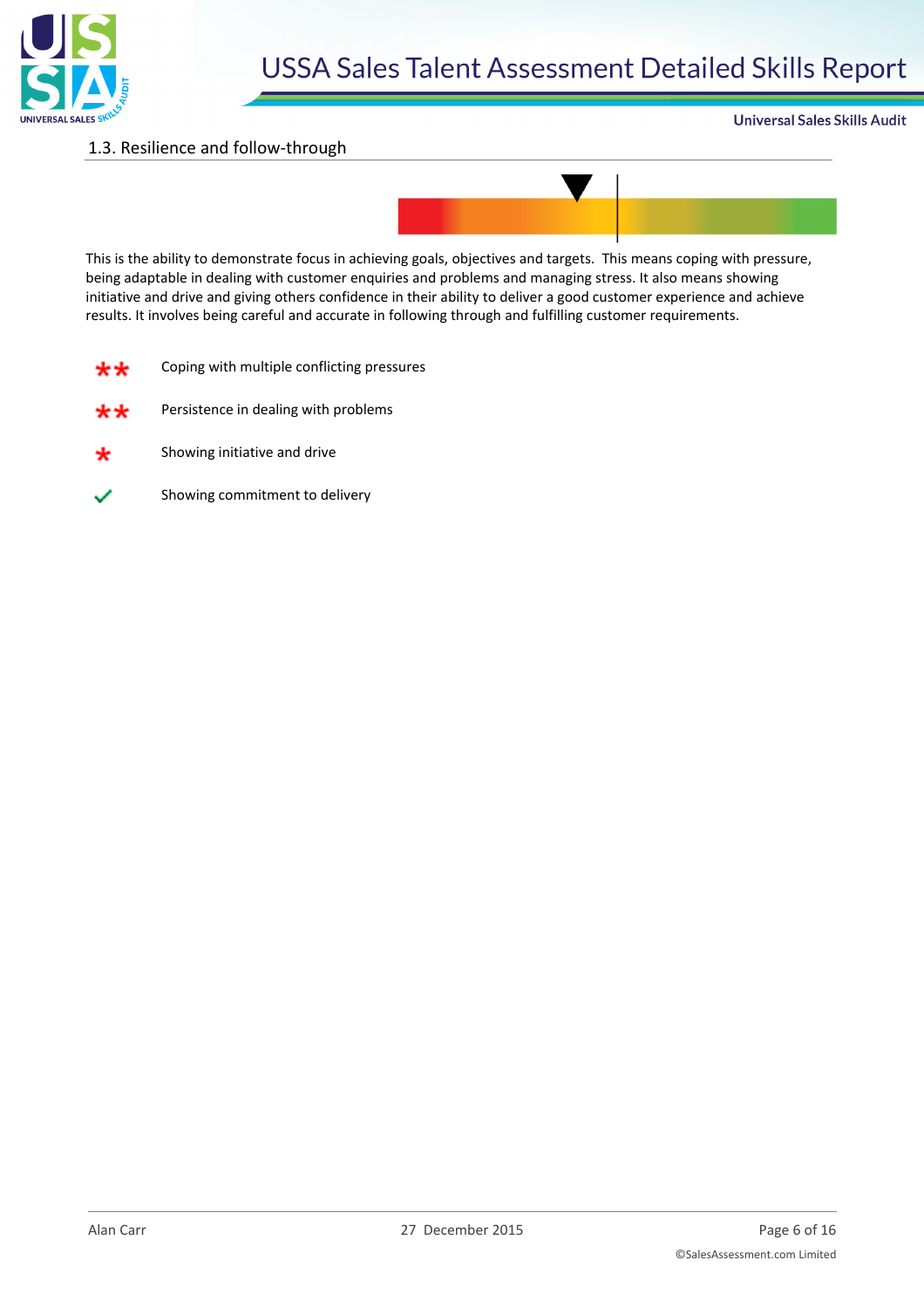## 1.3. Resilience and follow-through

This is the ability to demonstrate focus in achieving goals, objectives and targets. This means coping with pressure, being adaptable in dealing with customer enquiries and problems and managing stress. It also means showing initiative and drive and giving others confidence in their ability to deliver a good customer experience and achieve results. It involves being careful and accurate in following through and fulfilling customer requirements.

- ** Coping with multiple conflicting pressures
- ** Persistence in dealing with problems
- * Showing initiative and drive
- ✓ Showing commitment to delivery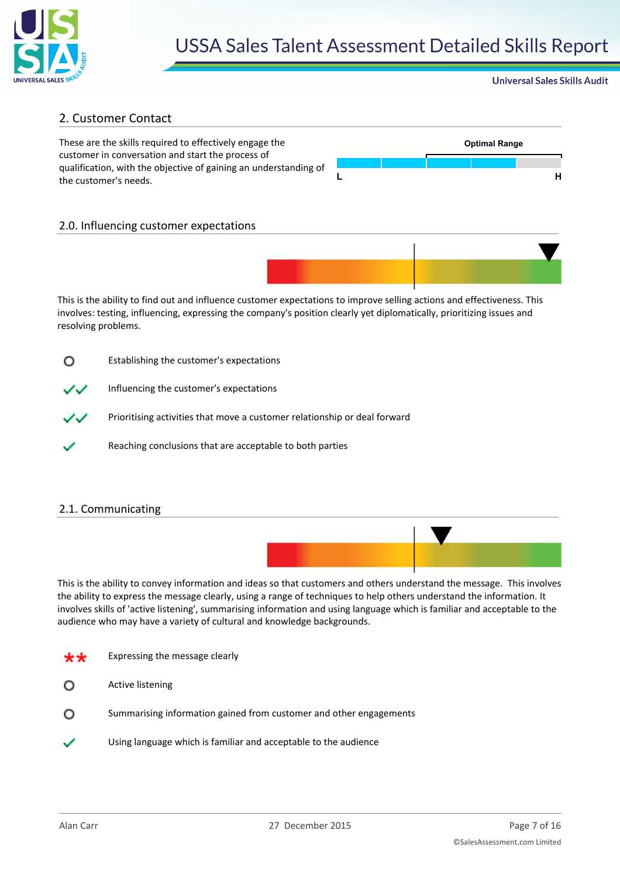## 2. Customer Contact

These are the skills required to effectively engage the customer in conversation and start the process of qualification, with the objective of gaining an understanding of the customer's needs.

Optimal Range

L H

### 2.0. Influencing customer expectations

This is the ability to find out and influence customer expectations to improve selling actions and effectiveness. This involves: testing, influencing, expressing the company's position clearly yet diplomatically, prioritizing issues and resolving problems.

- ○ Establishing the customer's expectations
- ✓✓ Influencing the customer's expectations
- ✓✓ Prioritising activities that move a customer relationship or deal forward
- ✓ Reaching conclusions that are acceptable to both parties

### 2.1. Communicating

This is the ability to convey information and ideas so that customers and others understand the message. This involves the ability to express the message clearly, using a range of techniques to help others understand the information. It involves skills of 'active listening', summarising information and using language which is familiar and acceptable to the audience who may have a variety of cultural and knowledge backgrounds.

- ** Expressing the message clearly
- ○ Active listening
- ○ Summarising information gained from customer and other engagements
- ✓ Using language which is familiar and acceptable to the audience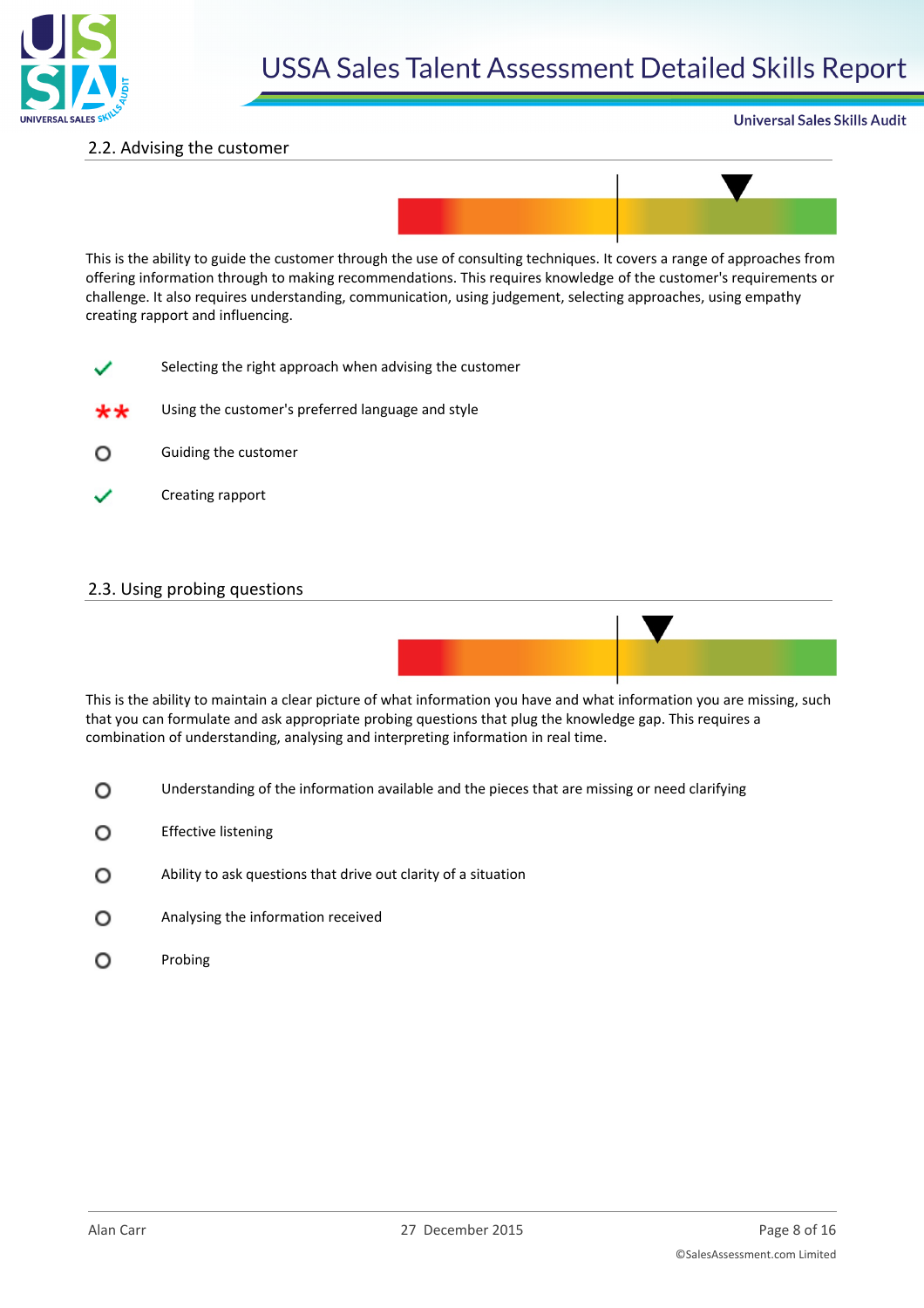## 2.2. Advising the customer

This is the ability to guide the customer through the use of consulting techniques. It covers a range of approaches from offering information through to making recommendations. This requires knowledge of the customer's requirements or challenge. It also requires understanding, communication, using judgement, selecting approaches, using empathy creating rapport and influencing.

- ✓ Selecting the right approach when advising the customer
- ** Using the customer's preferred language and style
- ○ Guiding the customer
- ✓ Creating rapport

## 2.3. Using probing questions

This is the ability to maintain a clear picture of what information you have and what information you are missing, such that you can formulate and ask appropriate probing questions that plug the knowledge gap. This requires a combination of understanding, analysing and interpreting information in real time.

- ○ Understanding of the information available and the pieces that are missing or need clarifying
- ○ Effective listening
- ○ Ability to ask questions that drive out clarity of a situation
- ○ Analysing the information received
- ○ Probing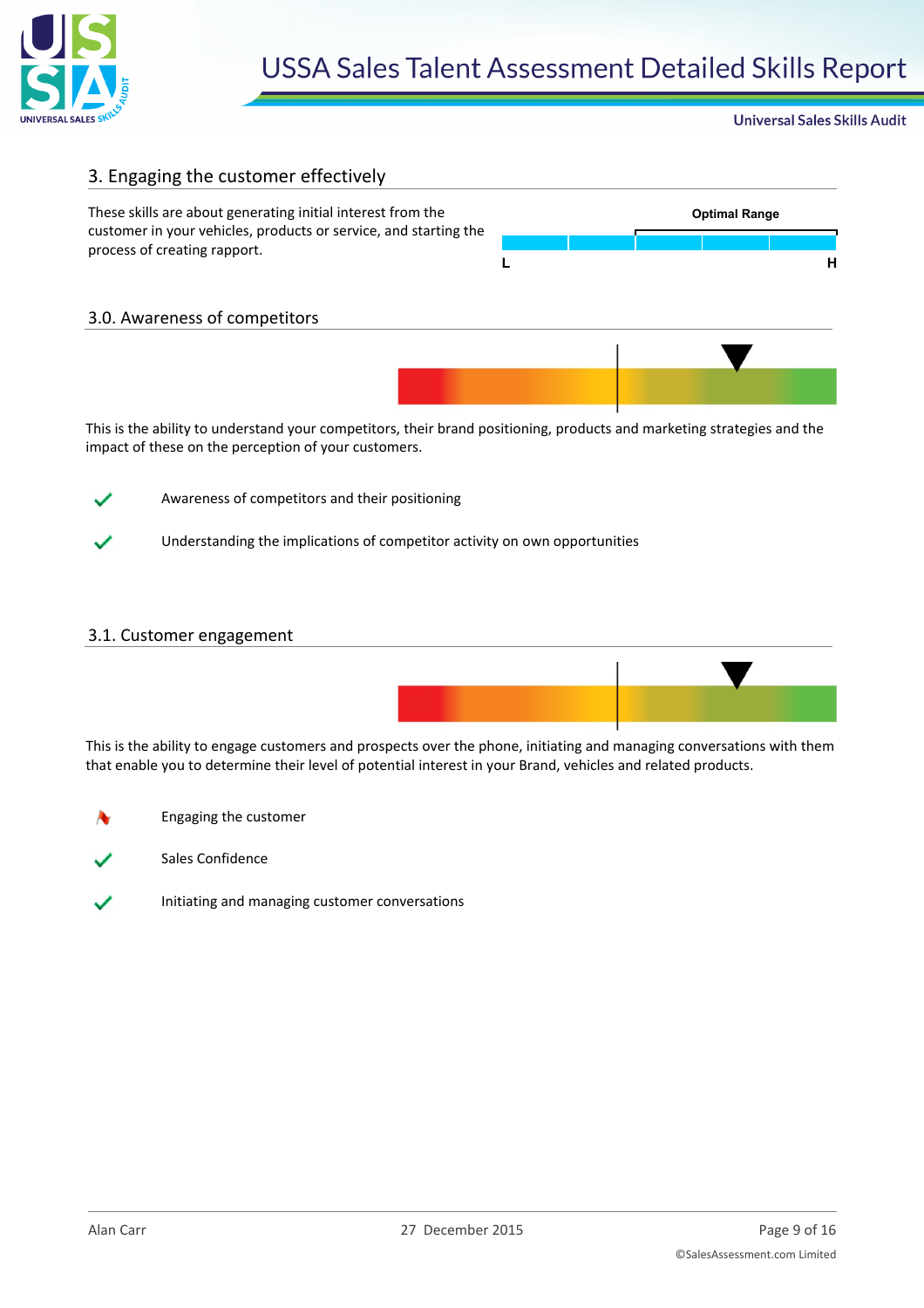## 3. Engaging the customer effectively

These skills are about generating initial interest from the customer in your vehicles, products or service, and starting the process of creating rapport.

Optimal Range

L H

### 3.0. Awareness of competitors

This is the ability to understand your competitors, their brand positioning, products and marketing strategies and the impact of these on the perception of your customers.

- ✓ Awareness of competitors and their positioning
- ✓ Understanding the implications of competitor activity on own opportunities

### 3.1. Customer engagement

This is the ability to engage customers and prospects over the phone, initiating and managing conversations with them that enable you to determine their level of potential interest in your Brand, vehicles and related products.

- ⚑ Engaging the customer
- ✓ Sales Confidence
- ✓ Initiating and managing customer conversations

Alan Carr — 27 December 2015

©SalesAssessment.com Limited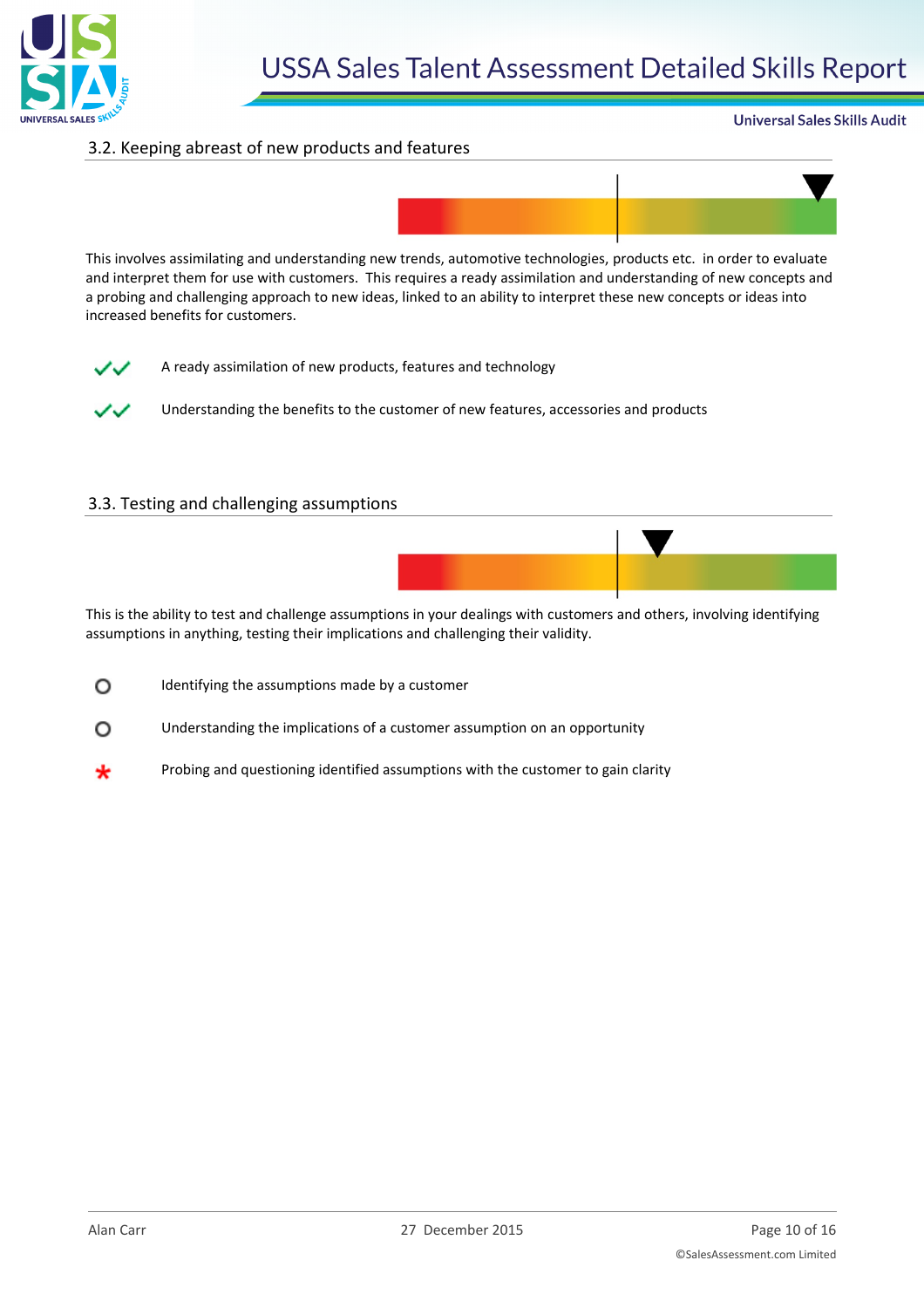### 3.2. Keeping abreast of new products and features

This involves assimilating and understanding new trends, automotive technologies, products etc. in order to evaluate and interpret them for use with customers. This requires a ready assimilation and understanding of new concepts and a probing and challenging approach to new ideas, linked to an ability to interpret these new concepts or ideas into increased benefits for customers.

- ✓✓ A ready assimilation of new products, features and technology
- ✓✓ Understanding the benefits to the customer of new features, accessories and products

### 3.3. Testing and challenging assumptions

This is the ability to test and challenge assumptions in your dealings with customers and others, involving identifying assumptions in anything, testing their implications and challenging their validity.

- ○ Identifying the assumptions made by a customer
- ○ Understanding the implications of a customer assumption on an opportunity
- * Probing and questioning identified assumptions with the customer to gain clarity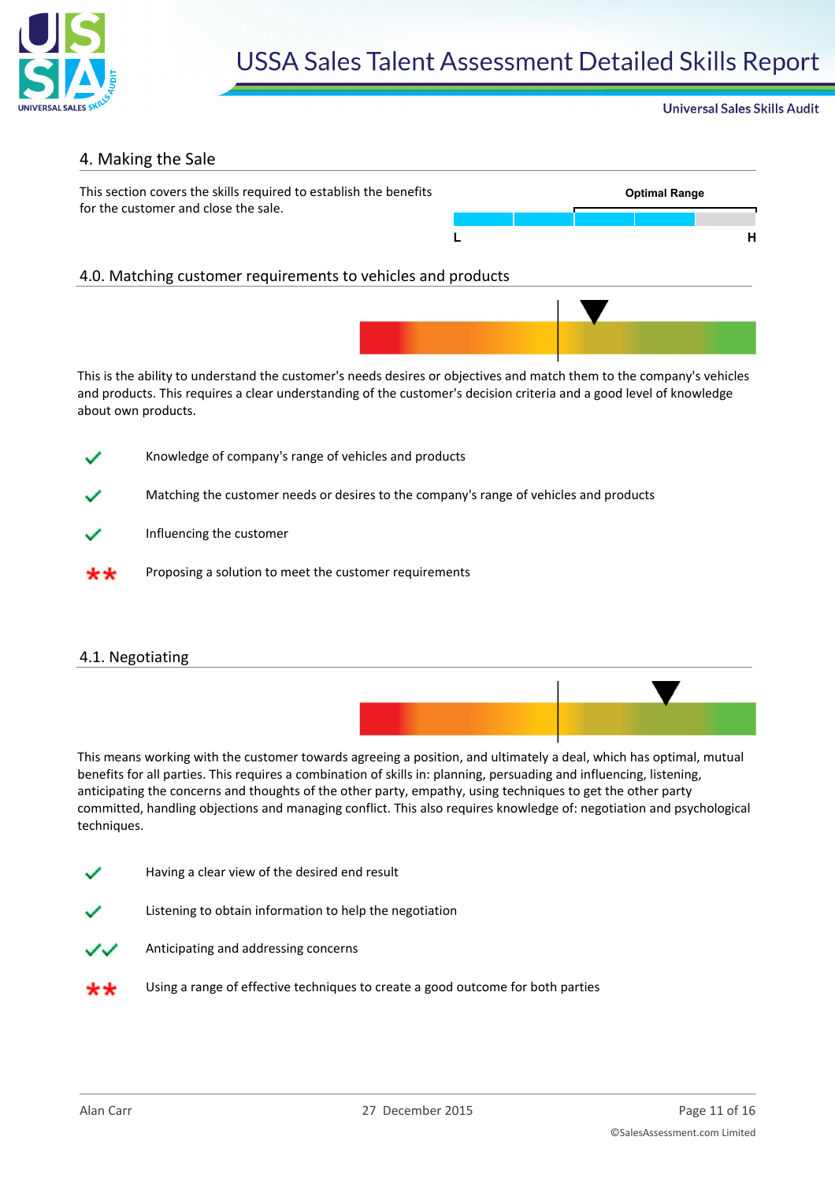## 4. Making the Sale

This section covers the skills required to establish the benefits for the customer and close the sale.

Optimal Range

L H

### 4.0. Matching customer requirements to vehicles and products

This is the ability to understand the customer's needs desires or objectives and match them to the company's vehicles and products. This requires a clear understanding of the customer's decision criteria and a good level of knowledge about own products.

- ✓ Knowledge of company's range of vehicles and products
- ✓ Matching the customer needs or desires to the company's range of vehicles and products
- ✓ Influencing the customer
- ** Proposing a solution to meet the customer requirements

### 4.1. Negotiating

This means working with the customer towards agreeing a position, and ultimately a deal, which has optimal, mutual benefits for all parties. This requires a combination of skills in: planning, persuading and influencing, listening, anticipating the concerns and thoughts of the other party, empathy, using techniques to get the other party committed, handling objections and managing conflict. This also requires knowledge of: negotiation and psychological techniques.

- ✓ Having a clear view of the desired end result
- ✓ Listening to obtain information to help the negotiation
- ✓✓ Anticipating and addressing concerns
- ** Using a range of effective techniques to create a good outcome for both parties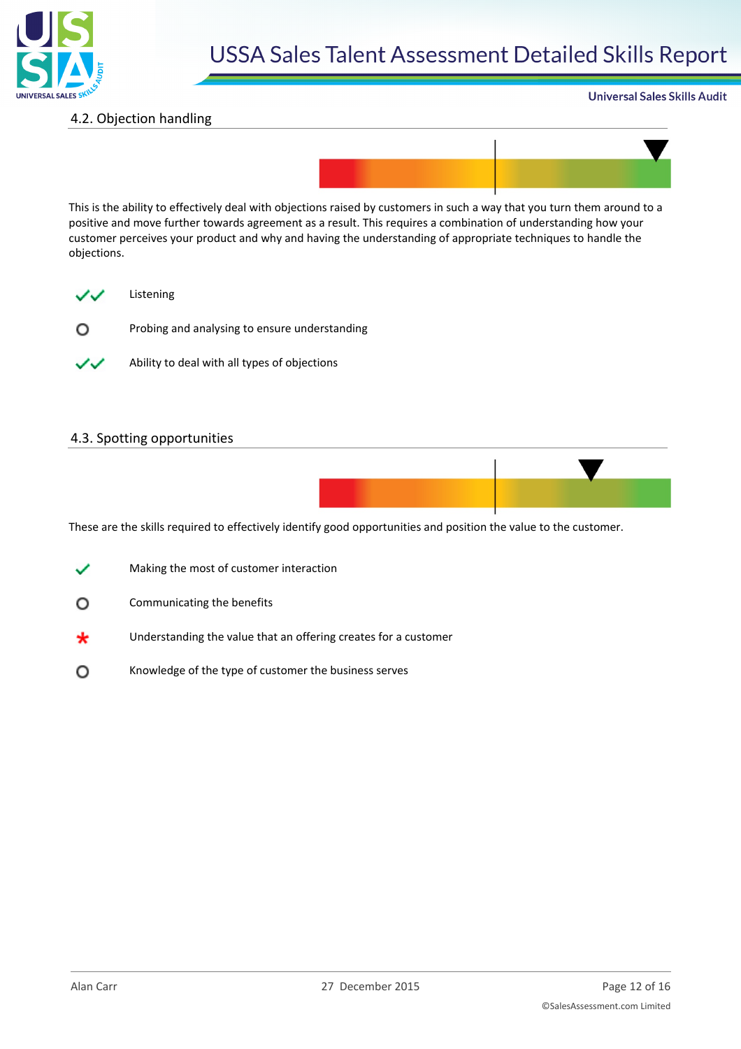## 4.2. Objection handling

This is the ability to effectively deal with objections raised by customers in such a way that you turn them around to a positive and move further towards agreement as a result. This requires a combination of understanding how your customer perceives your product and why and having the understanding of appropriate techniques to handle the objections.

- ✓✓ Listening
- ○ Probing and analysing to ensure understanding
- ✓✓ Ability to deal with all types of objections

## 4.3. Spotting opportunities

These are the skills required to effectively identify good opportunities and position the value to the customer.

- ✓ Making the most of customer interaction
- ○ Communicating the benefits
- * Understanding the value that an offering creates for a customer
- ○ Knowledge of the type of customer the business serves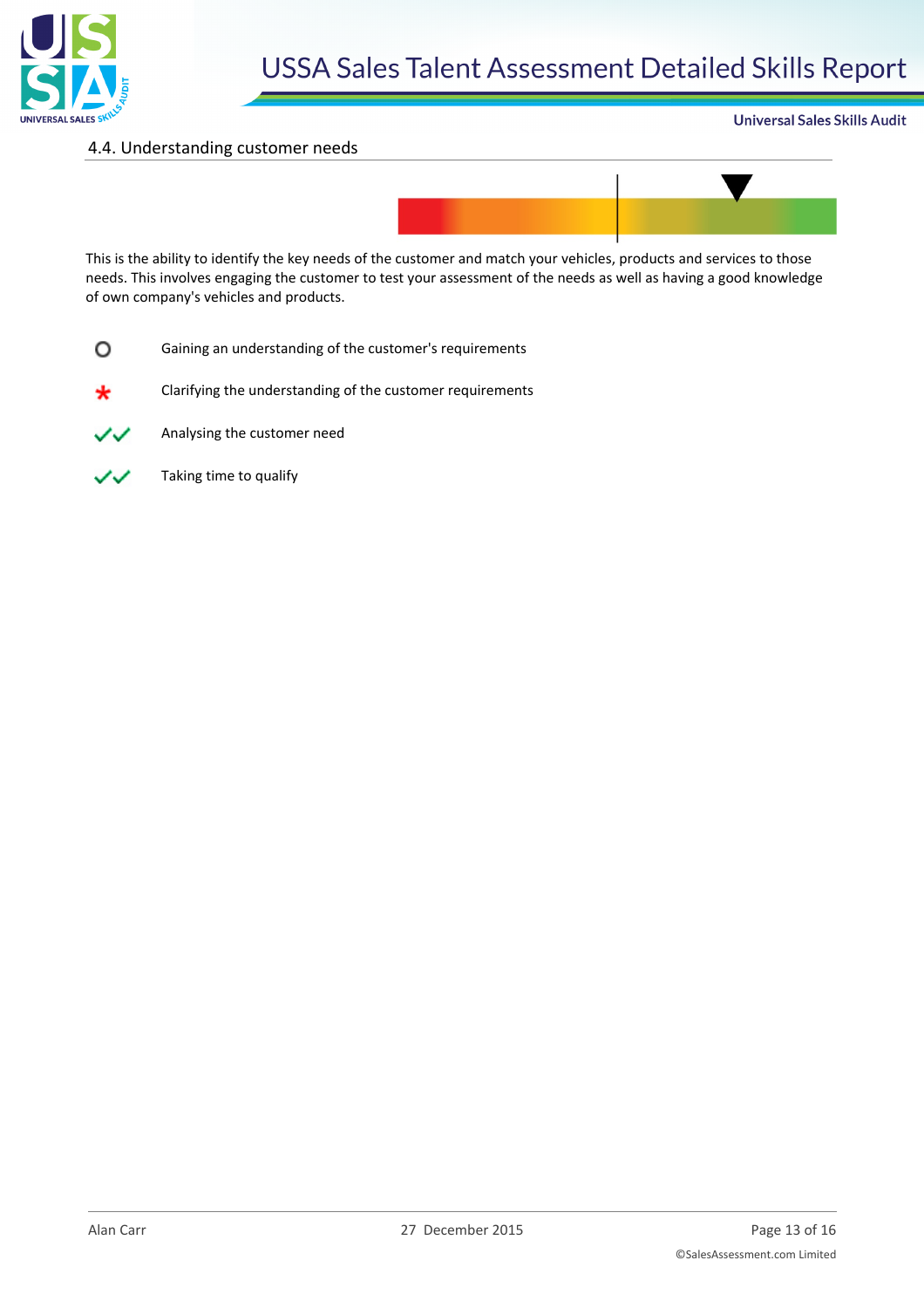## 4.4. Understanding customer needs

This is the ability to identify the key needs of the customer and match your vehicles, products and services to those needs. This involves engaging the customer to test your assessment of the needs as well as having a good knowledge of own company's vehicles and products.

- ○ Gaining an understanding of the customer's requirements
- * Clarifying the understanding of the customer requirements
- ✓✓ Analysing the customer need
- ✓✓ Taking time to qualify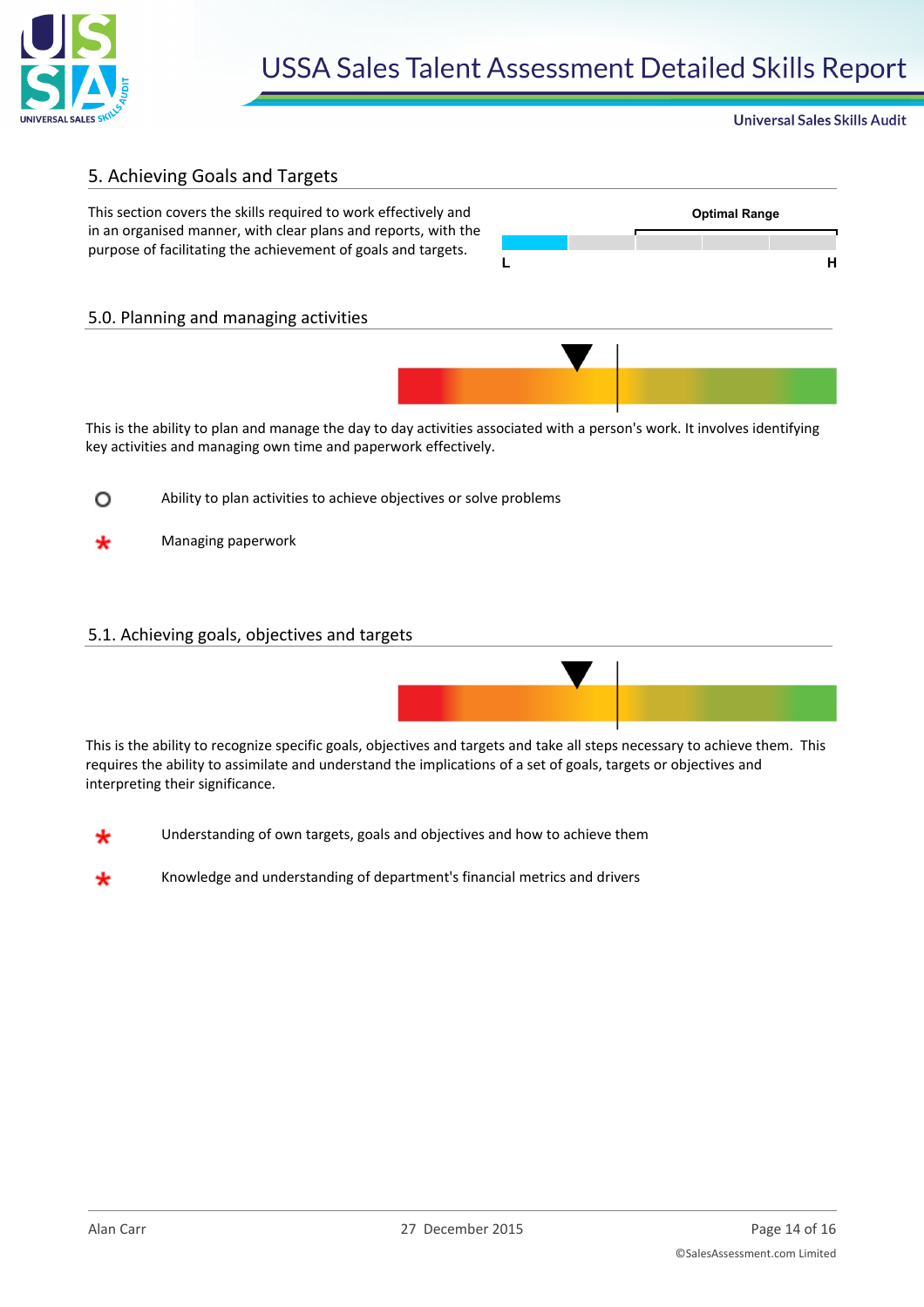## 5. Achieving Goals and Targets

This section covers the skills required to work effectively and in an organised manner, with clear plans and reports, with the purpose of facilitating the achievement of goals and targets.

Optimal Range

L H

### 5.0. Planning and managing activities

This is the ability to plan and manage the day to day activities associated with a person's work. It involves identifying key activities and managing own time and paperwork effectively.

- Ability to plan activities to achieve objectives or solve problems
- Managing paperwork

### 5.1. Achieving goals, objectives and targets

This is the ability to recognize specific goals, objectives and targets and take all steps necessary to achieve them. This requires the ability to assimilate and understand the implications of a set of goals, targets or objectives and interpreting their significance.

- Understanding of own targets, goals and objectives and how to achieve them
- Knowledge and understanding of department's financial metrics and drivers

Alan Carr 27 December 2015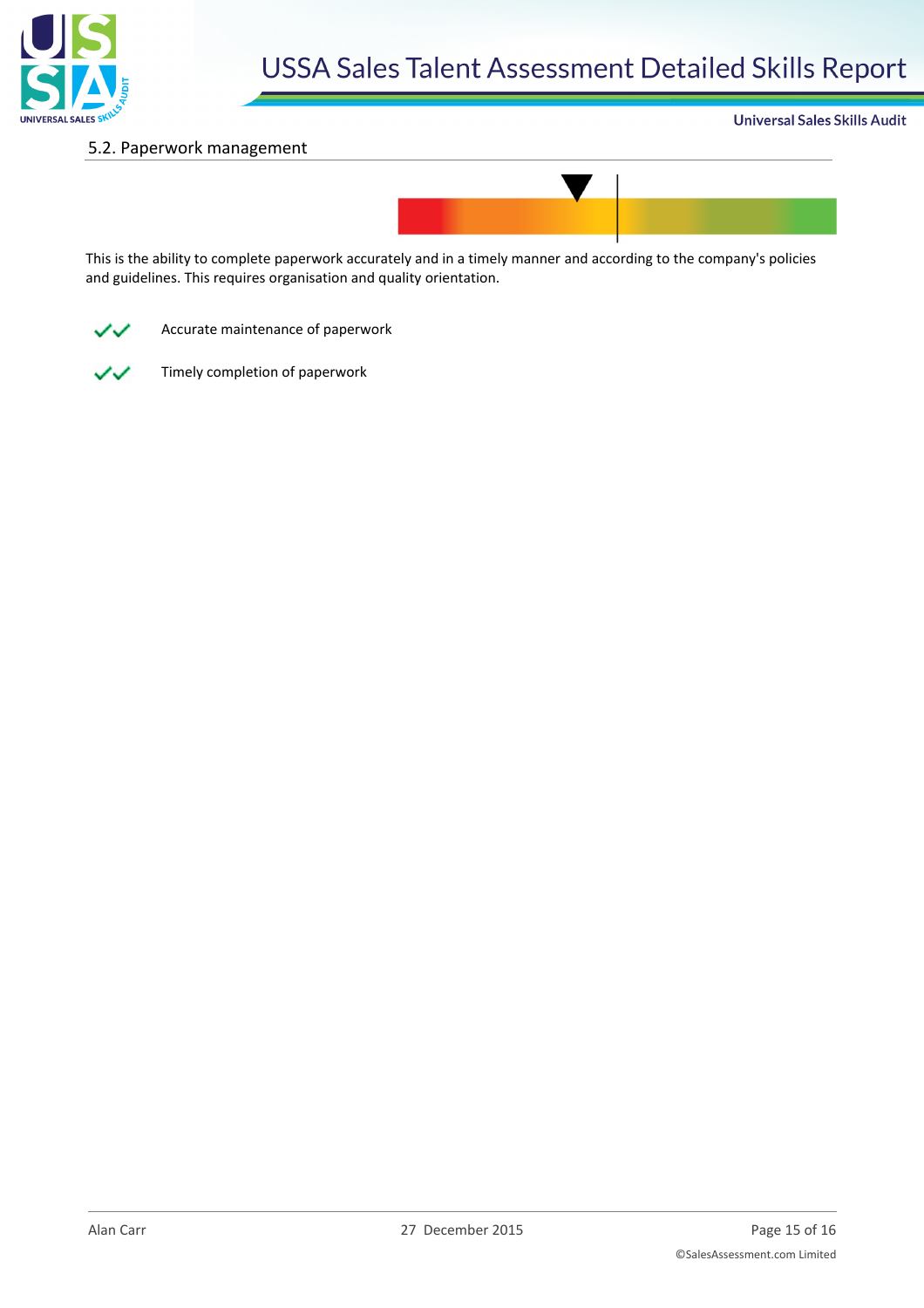## 5.2. Paperwork management

This is the ability to complete paperwork accurately and in a timely manner and according to the company's policies and guidelines. This requires organisation and quality orientation.

✓✓ Accurate maintenance of paperwork

✓✓ Timely completion of paperwork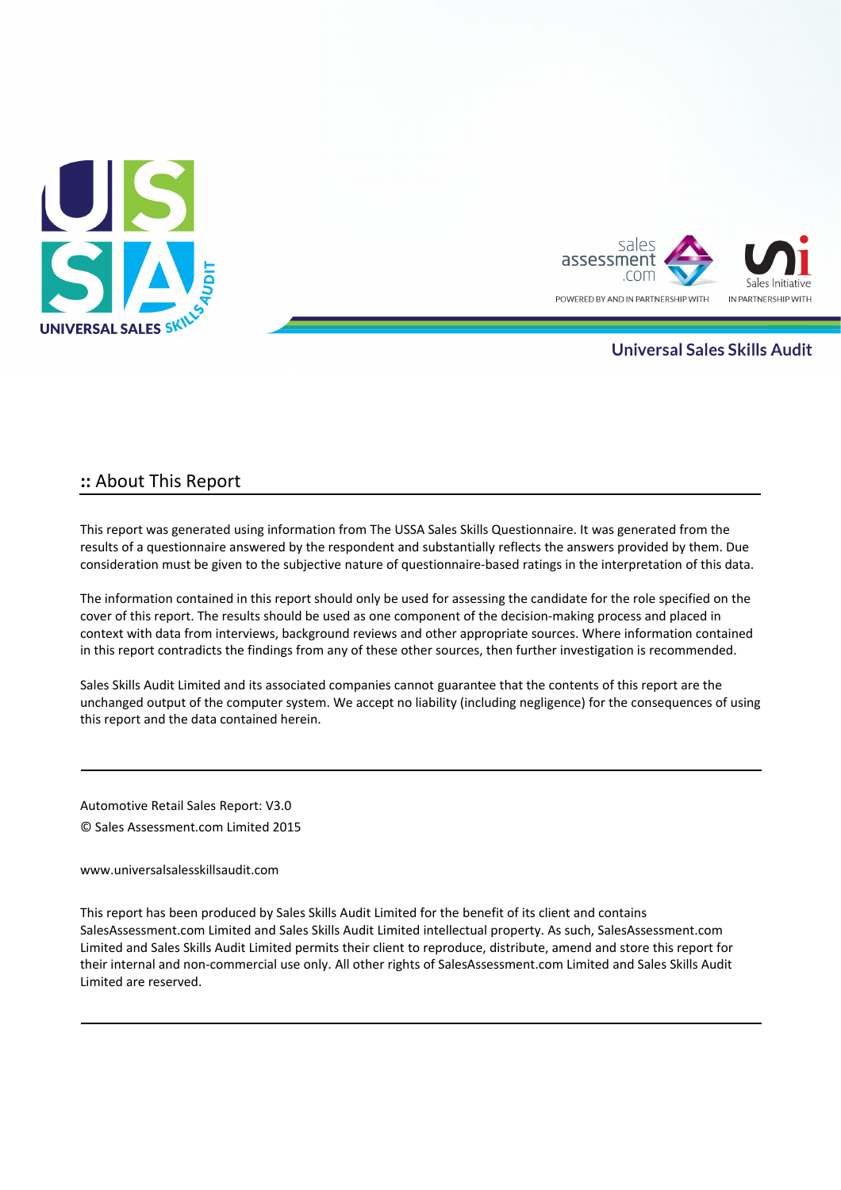Universal Sales Skills Audit

## :: About This Report

This report was generated using information from The USSA Sales Skills Questionnaire. It was generated from the results of a questionnaire answered by the respondent and substantially reflects the answers provided by them. Due consideration must be given to the subjective nature of questionnaire-based ratings in the interpretation of this data.

The information contained in this report should only be used for assessing the candidate for the role specified on the cover of this report. The results should be used as one component of the decision-making process and placed in context with data from interviews, background reviews and other appropriate sources. Where information contained in this report contradicts the findings from any of these other sources, then further investigation is recommended.

Sales Skills Audit Limited and its associated companies cannot guarantee that the contents of this report are the unchanged output of the computer system. We accept no liability (including negligence) for the consequences of using this report and the data contained herein.

---

Automotive Retail Sales Report: V3.0

© Sales Assessment.com Limited 2015

www.universalsalesskillsaudit.com

This report has been produced by Sales Skills Audit Limited for the benefit of its client and contains SalesAssessment.com Limited and Sales Skills Audit Limited intellectual property. As such, SalesAssessment.com Limited and Sales Skills Audit Limited permits their client to reproduce, distribute, amend and store this report for their internal and non-commercial use only. All other rights of SalesAssessment.com Limited and Sales Skills Audit Limited are reserved.

---